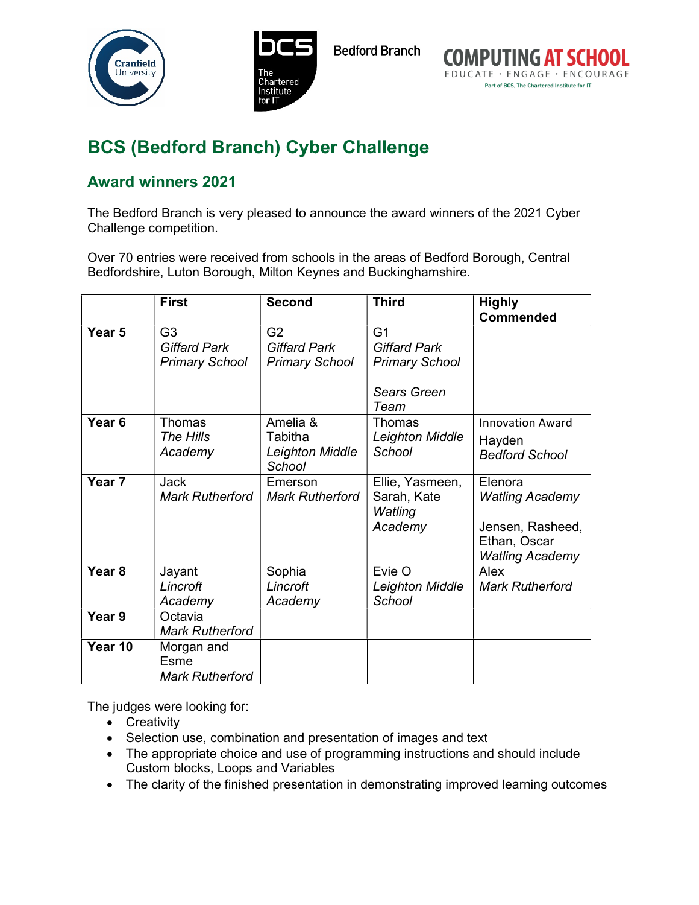# BCS (Bedford Branch) Cyber Challenge

## Award winners 2021

The Bedford Branch is very pleased to announce the award winners of the 2021 Cyber Challenge competition.

Over 70 entries were received from schools in the areas of Bedford Borough, Central Bedfordshire, Luton Borough, Milton Keynes and Buckinghamshire.

| | First | Second | Third | Highly Commended |
|---|---|---|---|---|
| **Year 5** | G3 *Giffard Park Primary School* | G2 *Giffard Park Primary School* | G1 *Giffard Park Primary School*<br><br>*Sears Green Team* | |
| **Year 6** | Thomas *The Hills Academy* | Amelia & Tabitha *Leighton Middle School* | Thomas *Leighton Middle School* | Innovation Award<br>Hayden *Bedford School* |
| **Year 7** | Jack *Mark Rutherford* | Emerson *Mark Rutherford* | Ellie, Yasmeen, Sarah, Kate *Watling Academy* | Elenora *Watling Academy*<br><br>Jensen, Rasheed, Ethan, Oscar *Watling Academy* |
| **Year 8** | Jayant *Lincroft Academy* | Sophia *Lincroft Academy* | Evie O *Leighton Middle School* | Alex *Mark Rutherford* |
| **Year 9** | Octavia *Mark Rutherford* | | | |
| **Year 10** | Morgan and Esme *Mark Rutherford* | | | |

The judges were looking for:

- Creativity
- Selection use, combination and presentation of images and text
- The appropriate choice and use of programming instructions and should include Custom blocks, Loops and Variables
- The clarity of the finished presentation in demonstrating improved learning outcomes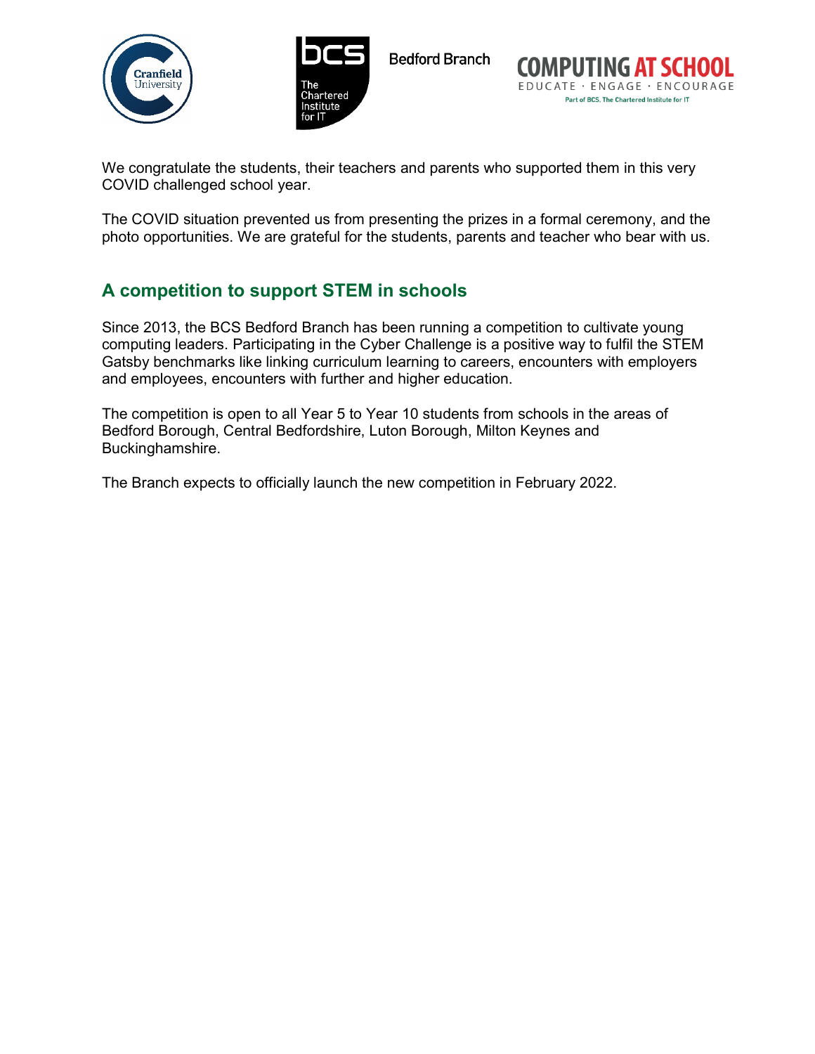We congratulate the students, their teachers and parents who supported them in this very COVID challenged school year.

The COVID situation prevented us from presenting the prizes in a formal ceremony, and the photo opportunities. We are grateful for the students, parents and teacher who bear with us.

## A competition to support STEM in schools

Since 2013, the BCS Bedford Branch has been running a competition to cultivate young computing leaders. Participating in the Cyber Challenge is a positive way to fulfil the STEM Gatsby benchmarks like linking curriculum learning to careers, encounters with employers and employees, encounters with further and higher education.

The competition is open to all Year 5 to Year 10 students from schools in the areas of Bedford Borough, Central Bedfordshire, Luton Borough, Milton Keynes and Buckinghamshire.

The Branch expects to officially launch the new competition in February 2022.